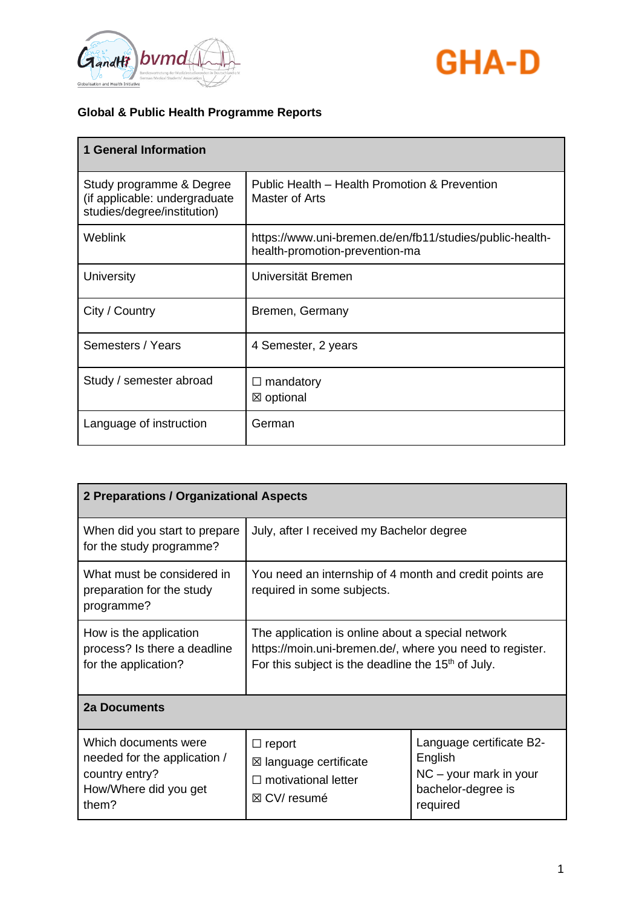GHA-D

**Global & Public Health Programme Reports**

| 1 General Information | |
| --- | --- |
| Study programme & Degree (if applicable: undergraduate studies/degree/institution) | Public Health – Health Promotion & Prevention Master of Arts |
| Weblink | https://www.uni-bremen.de/en/fb11/studies/public-health-health-promotion-prevention-ma |
| University | Universität Bremen |
| City / Country | Bremen, Germany |
| Semesters / Years | 4 Semester, 2 years |
| Study / semester abroad | ☐ mandatory<br>☒ optional |
| Language of instruction | German |

| 2 Preparations / Organizational Aspects | | |
| --- | --- | --- |
| When did you start to prepare for the study programme? | July, after I received my Bachelor degree | |
| What must be considered in preparation for the study programme? | You need an internship of 4 month and credit points are required in some subjects. | |
| How is the application process? Is there a deadline for the application? | The application is online about a special network https://moin.uni-bremen.de/, where you need to register. For this subject is the deadline the 15th of July. | |
| **2a Documents** | | |
| Which documents were needed for the application / country entry? How/Where did you get them? | ☐ report<br>☒ language certificate<br>☐ motivational letter<br>☒ CV/ resumé | Language certificate B2-English<br>NC – your mark in your bachelor-degree is required |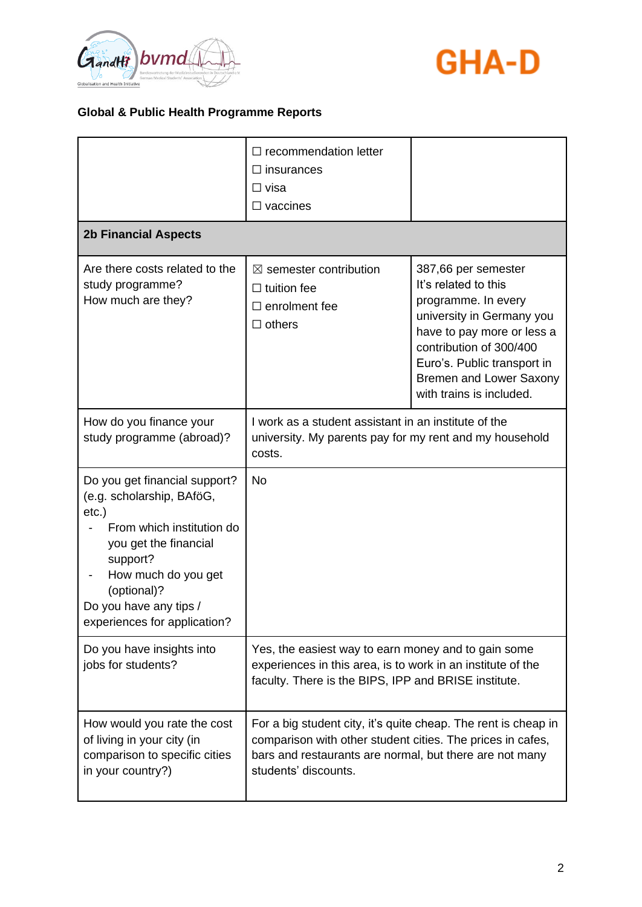## Global & Public Health Programme Reports

| | | |
|---|---|---|
| | ☐ recommendation letter<br>☐ insurances<br>☐ visa<br>☐ vaccines | |
| **2b Financial Aspects** | | |
| Are there costs related to the study programme?<br>How much are they? | ☒ semester contribution<br>☐ tuition fee<br>☐ enrolment fee<br>☐ others | 387,66 per semester<br>It's related to this programme. In every university in Germany you have to pay more or less a contribution of 300/400 Euro's. Public transport in Bremen and Lower Saxony with trains is included. |
| How do you finance your study programme (abroad)? | I work as a student assistant in an institute of the university. My parents pay for my rent and my household costs. | |
| Do you get financial support? (e.g. scholarship, BAföG, etc.)<br>- From which institution do you get the financial support?<br>- How much do you get (optional)?<br>Do you have any tips / experiences for application? | No | |
| Do you have insights into jobs for students? | Yes, the easiest way to earn money and to gain some experiences in this area, is to work in an institute of the faculty. There is the BIPS, IPP and BRISE institute. | |
| How would you rate the cost of living in your city (in comparison to specific cities in your country?) | For a big student city, it's quite cheap. The rent is cheap in comparison with other student cities. The prices in cafes, bars and restaurants are normal, but there are not many students' discounts. | |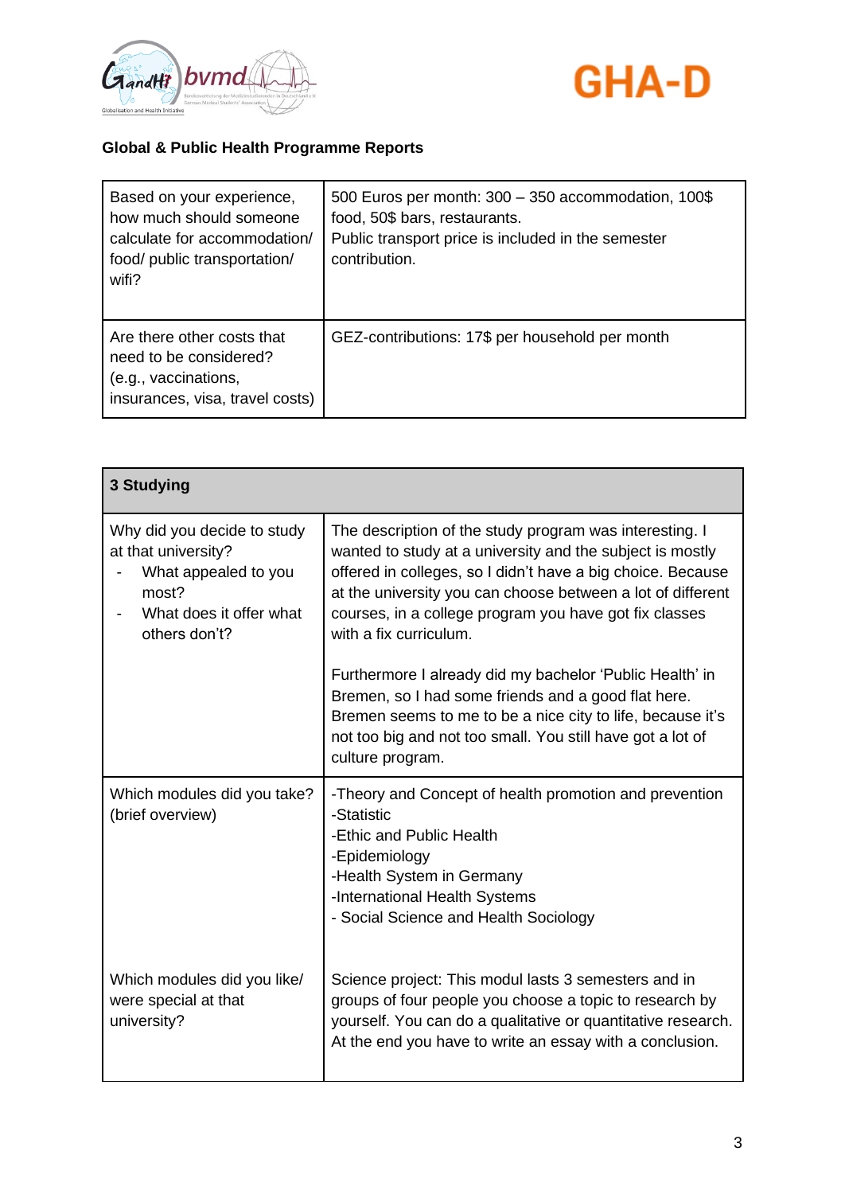**Global & Public Health Programme Reports**

| | |
|---|---|
| Based on your experience, how much should someone calculate for accommodation/ food/ public transportation/ wifi? | 500 Euros per month: 300 – 350 accommodation, 100$ food, 50$ bars, restaurants.<br>Public transport price is included in the semester contribution. |
| Are there other costs that need to be considered? (e.g., vaccinations, insurances, visa, travel costs) | GEZ-contributions: 17$ per household per month |

| **3 Studying** | |
|---|---|
| Why did you decide to study at that university?<br>- What appealed to you most?<br>- What does it offer what others don't? | The description of the study program was interesting. I wanted to study at a university and the subject is mostly offered in colleges, so I didn't have a big choice. Because at the university you can choose between a lot of different courses, in a college program you have got fix classes with a fix curriculum.<br><br>Furthermore I already did my bachelor 'Public Health' in Bremen, so I had some friends and a good flat here. Bremen seems to me to be a nice city to life, because it's not too big and not too small. You still have got a lot of culture program. |
| Which modules did you take? (brief overview) | -Theory and Concept of health promotion and prevention<br>-Statistic<br>-Ethic and Public Health<br>-Epidemiology<br>-Health System in Germany<br>-International Health Systems<br>- Social Science and Health Sociology |
| Which modules did you like/ were special at that university? | Science project: This modul lasts 3 semesters and in groups of four people you choose a topic to research by yourself. You can do a qualitative or quantitative research. At the end you have to write an essay with a conclusion. |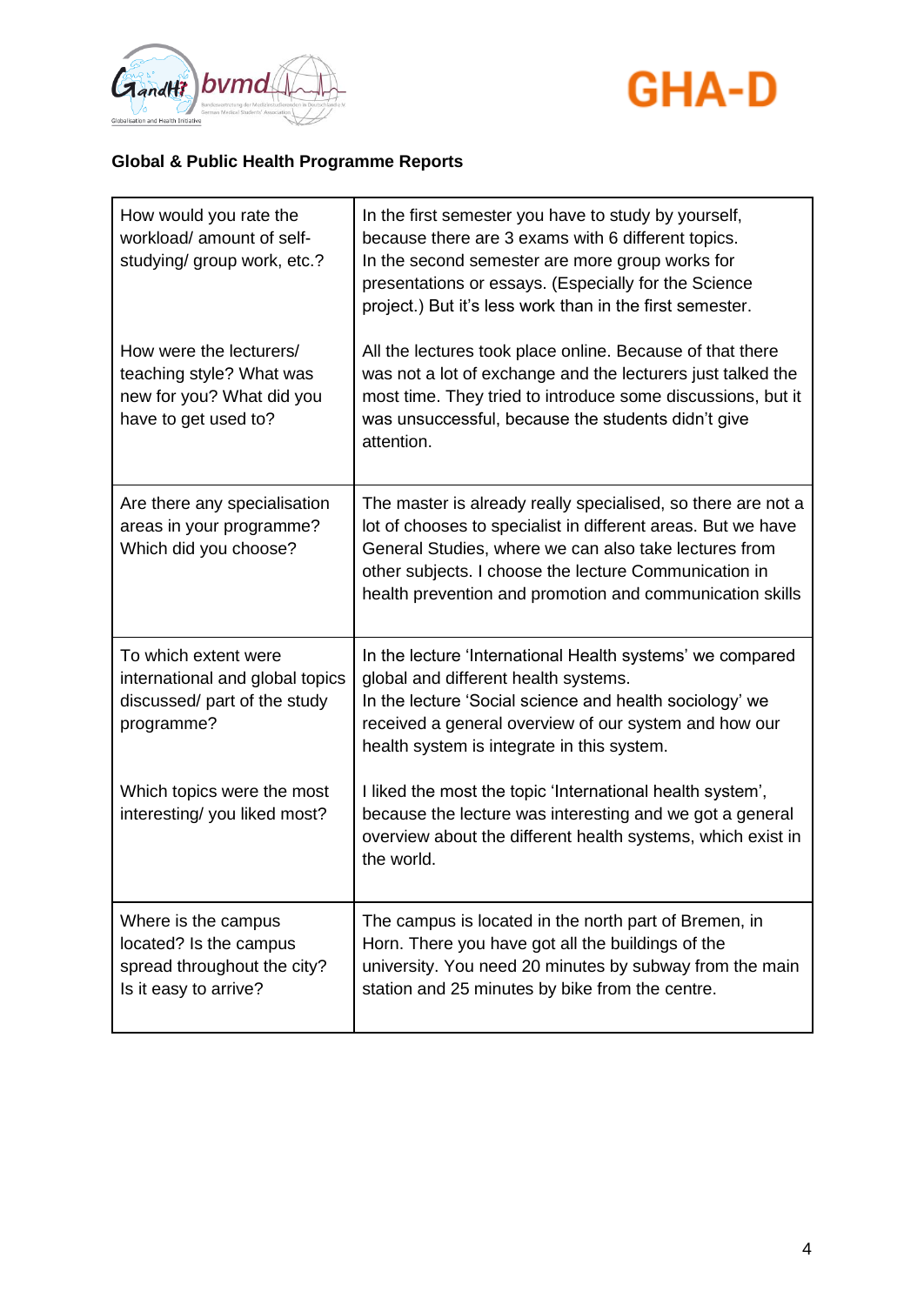**Global & Public Health Programme Reports**

| | |
|---|---|
| How would you rate the workload/ amount of self-studying/ group work, etc.? | In the first semester you have to study by yourself, because there are 3 exams with 6 different topics. In the second semester are more group works for presentations or essays. (Especially for the Science project.) But it's less work than in the first semester. |
| How were the lecturers/ teaching style? What was new for you? What did you have to get used to? | All the lectures took place online. Because of that there was not a lot of exchange and the lecturers just talked the most time. They tried to introduce some discussions, but it was unsuccessful, because the students didn't give attention. |
| Are there any specialisation areas in your programme? Which did you choose? | The master is already really specialised, so there are not a lot of chooses to specialist in different areas. But we have General Studies, where we can also take lectures from other subjects. I choose the lecture Communication in health prevention and promotion and communication skills |
| To which extent were international and global topics discussed/ part of the study programme? | In the lecture 'International Health systems' we compared global and different health systems. In the lecture 'Social science and health sociology' we received a general overview of our system and how our health system is integrate in this system. |
| Which topics were the most interesting/ you liked most? | I liked the most the topic 'International health system', because the lecture was interesting and we got a general overview about the different health systems, which exist in the world. |
| Where is the campus located? Is the campus spread throughout the city? Is it easy to arrive? | The campus is located in the north part of Bremen, in Horn. There you have got all the buildings of the university. You need 20 minutes by subway from the main station and 25 minutes by bike from the centre. |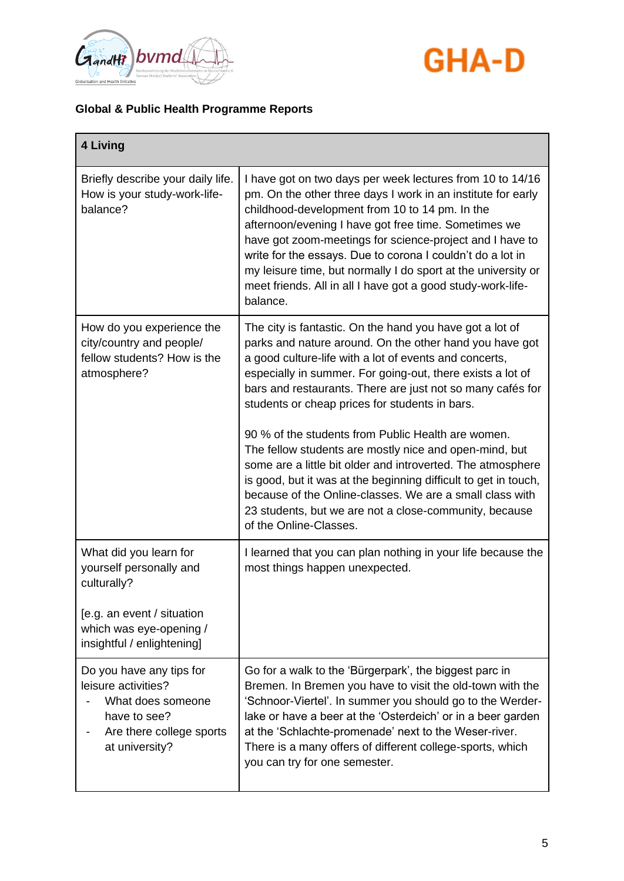**Global & Public Health Programme Reports**

| 4 Living | |
|---|---|
| Briefly describe your daily life. How is your study-work-life-balance? | I have got on two days per week lectures from 10 to 14/16 pm. On the other three days I work in an institute for early childhood-development from 10 to 14 pm. In the afternoon/evening I have got free time. Sometimes we have got zoom-meetings for science-project and I have to write for the essays. Due to corona I couldn't do a lot in my leisure time, but normally I do sport at the university or meet friends. All in all I have got a good study-work-life-balance. |
| How do you experience the city/country and people/ fellow students? How is the atmosphere? | The city is fantastic. On the hand you have got a lot of parks and nature around. On the other hand you have got a good culture-life with a lot of events and concerts, especially in summer. For going-out, there exists a lot of bars and restaurants. There are just not so many cafés for students or cheap prices for students in bars.<br><br>90 % of the students from Public Health are women. The fellow students are mostly nice and open-mind, but some are a little bit older and introverted. The atmosphere is good, but it was at the beginning difficult to get in touch, because of the Online-classes. We are a small class with 23 students, but we are not a close-community, because of the Online-Classes. |
| What did you learn for yourself personally and culturally?<br><br>[e.g. an event / situation which was eye-opening / insightful / enlightening] | I learned that you can plan nothing in your life because the most things happen unexpected. |
| Do you have any tips for leisure activities?<br>- What does someone have to see?<br>- Are there college sports at university? | Go for a walk to the 'Bürgerpark', the biggest parc in Bremen. In Bremen you have to visit the old-town with the 'Schnoor-Viertel'. In summer you should go to the Werder-lake or have a beer at the 'Osterdeich' or in a beer garden at the 'Schlachte-promenade' next to the Weser-river. There is a many offers of different college-sports, which you can try for one semester. |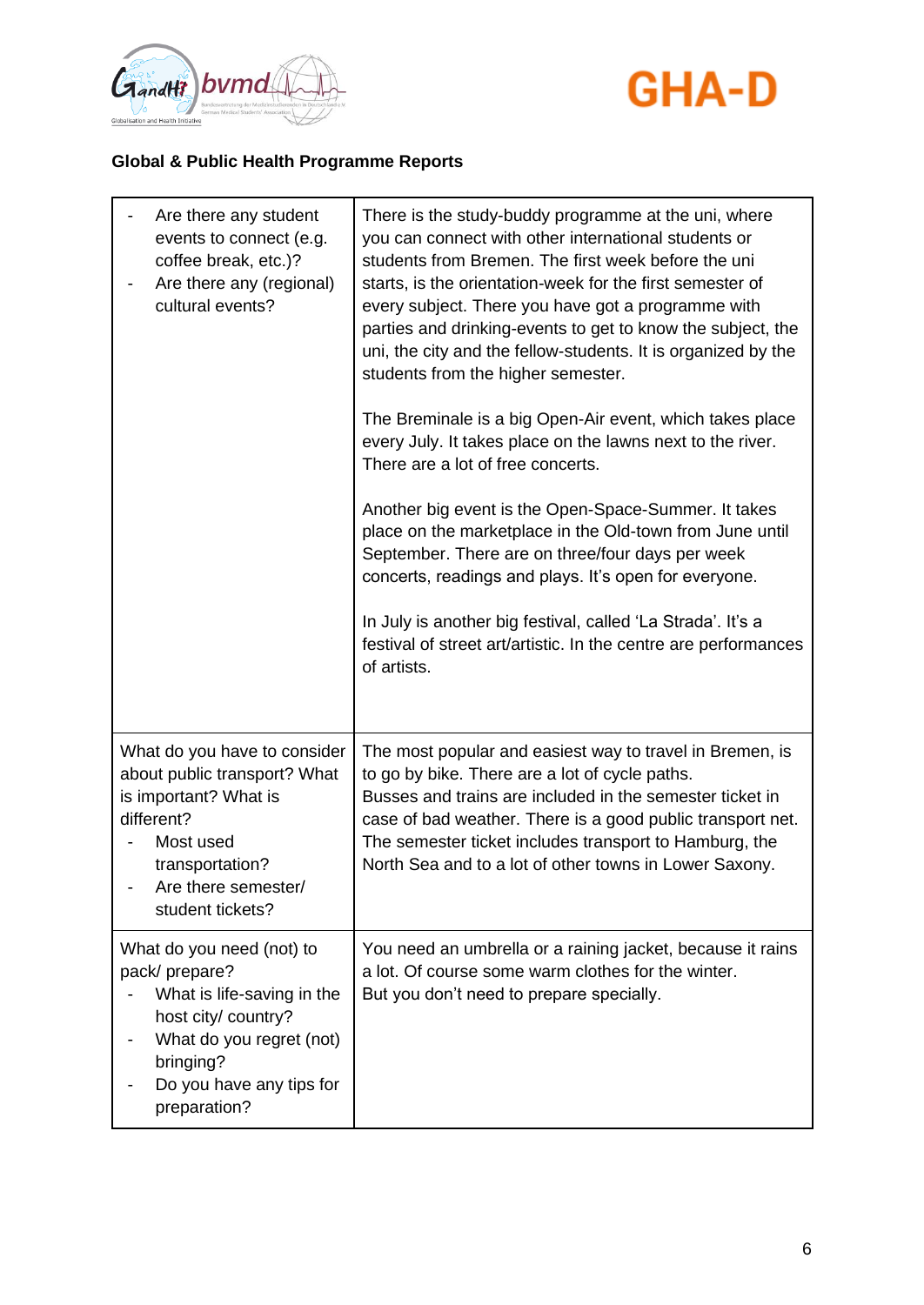**Global & Public Health Programme Reports**

| | |
|---|---|
| - Are there any student events to connect (e.g. coffee break, etc.)?<br>- Are there any (regional) cultural events? | There is the study-buddy programme at the uni, where you can connect with other international students or students from Bremen. The first week before the uni starts, is the orientation-week for the first semester of every subject. There you have got a programme with parties and drinking-events to get to know the subject, the uni, the city and the fellow-students. It is organized by the students from the higher semester.<br><br>The Breminale is a big Open-Air event, which takes place every July. It takes place on the lawns next to the river. There are a lot of free concerts.<br><br>Another big event is the Open-Space-Summer. It takes place on the marketplace in the Old-town from June until September. There are on three/four days per week concerts, readings and plays. It's open for everyone.<br><br>In July is another big festival, called 'La Strada'. It's a festival of street art/artistic. In the centre are performances of artists. |
| What do you have to consider about public transport? What is important? What is different?<br>- Most used transportation?<br>- Are there semester/ student tickets? | The most popular and easiest way to travel in Bremen, is to go by bike. There are a lot of cycle paths.<br>Busses and trains are included in the semester ticket in case of bad weather. There is a good public transport net. The semester ticket includes transport to Hamburg, the North Sea and to a lot of other towns in Lower Saxony. |
| What do you need (not) to pack/ prepare?<br>- What is life-saving in the host city/ country?<br>- What do you regret (not) bringing?<br>- Do you have any tips for preparation? | You need an umbrella or a raining jacket, because it rains a lot. Of course some warm clothes for the winter.<br>But you don't need to prepare specially. |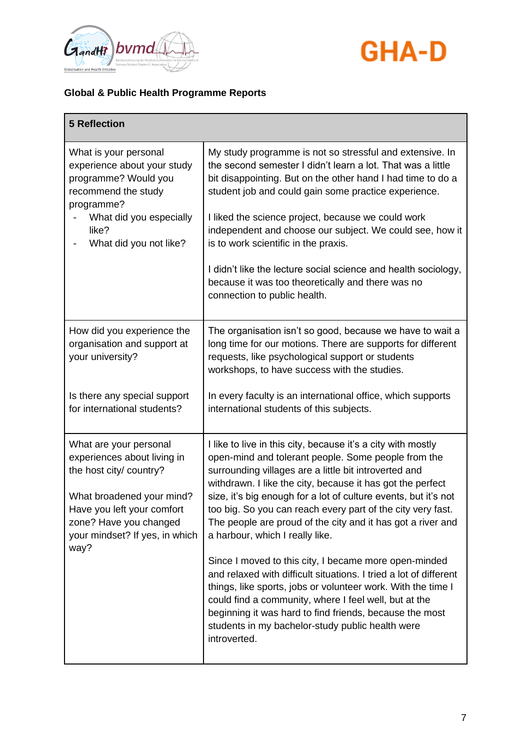## Global & Public Health Programme Reports

| 5 Reflection | |
|---|---|
| What is your personal experience about your study programme? Would you recommend the study programme?<br>- What did you especially like?<br>- What did you not like? | My study programme is not so stressful and extensive. In the second semester I didn't learn a lot. That was a little bit disappointing. But on the other hand I had time to do a student job and could gain some practice experience.<br><br>I liked the science project, because we could work independent and choose our subject. We could see, how it is to work scientific in the praxis.<br><br>I didn't like the lecture social science and health sociology, because it was too theoretically and there was no connection to public health. |
| How did you experience the organisation and support at your university?<br><br>Is there any special support for international students? | The organisation isn't so good, because we have to wait a long time for our motions. There are supports for different requests, like psychological support or students workshops, to have success with the studies.<br><br>In every faculty is an international office, which supports international students of this subjects. |
| What are your personal experiences about living in the host city/ country?<br><br>What broadened your mind? Have you left your comfort zone? Have you changed your mindset? If yes, in which way? | I like to live in this city, because it's a city with mostly open-mind and tolerant people. Some people from the surrounding villages are a little bit introverted and withdrawn. I like the city, because it has got the perfect size, it's big enough for a lot of culture events, but it's not too big. So you can reach every part of the city very fast. The people are proud of the city and it has got a river and a harbour, which I really like.<br><br>Since I moved to this city, I became more open-minded and relaxed with difficult situations. I tried a lot of different things, like sports, jobs or volunteer work. With the time I could find a community, where I feel well, but at the beginning it was hard to find friends, because the most students in my bachelor-study public health were introverted. |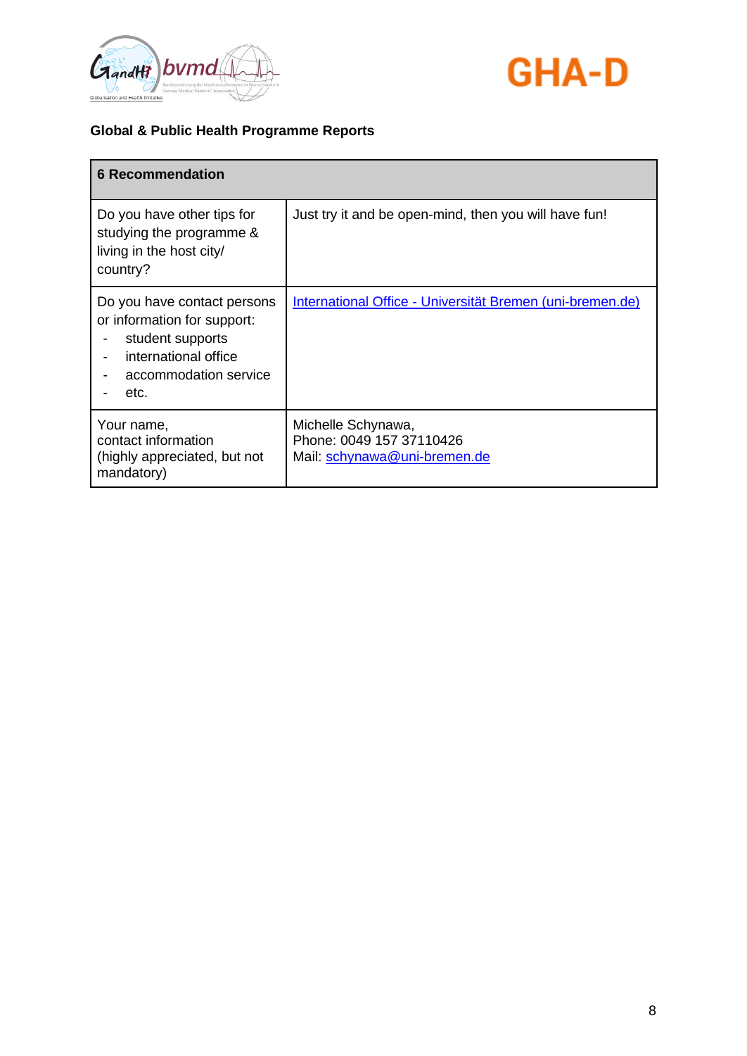**Global & Public Health Programme Reports**

| 6 Recommendation | |
|---|---|
| Do you have other tips for studying the programme & living in the host city/ country? | Just try it and be open-mind, then you will have fun! |
| Do you have contact persons or information for support:<br>- student supports<br>- international office<br>- accommodation service<br>- etc. | International Office - Universität Bremen (uni-bremen.de) |
| Your name, contact information (highly appreciated, but not mandatory) | Michelle Schynawa,<br>Phone: 0049 157 37110426<br>Mail: schynawa@uni-bremen.de |